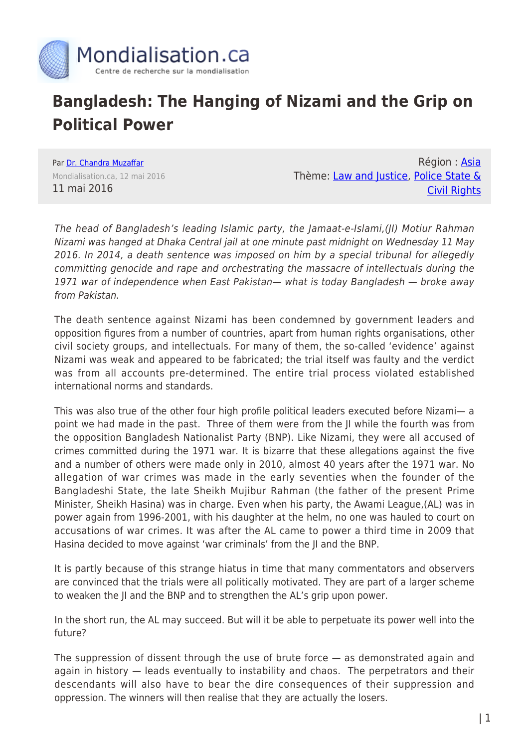# Bangladesh: The Hanging of Nizami and the Grip on Political Power

Par [Dr. Chandra Muzaffar]
Mondialisation.ca, 12 mai 2016
11 mai 2016

Région : [Asia]
Thème: [Law and Justice], [Police State & Civil Rights]

*The head of Bangladesh's leading Islamic party, the Jamaat-e-Islami,(JI) Motiur Rahman Nizami was hanged at Dhaka Central jail at one minute past midnight on Wednesday 11 May 2016. In 2014, a death sentence was imposed on him by a special tribunal for allegedly committing genocide and rape and orchestrating the massacre of intellectuals during the 1971 war of independence when East Pakistan— what is today Bangladesh — broke away from Pakistan.*

The death sentence against Nizami has been condemned by government leaders and opposition figures from a number of countries, apart from human rights organisations, other civil society groups, and intellectuals. For many of them, the so-called 'evidence' against Nizami was weak and appeared to be fabricated; the trial itself was faulty and the verdict was from all accounts pre-determined. The entire trial process violated established international norms and standards.

This was also true of the other four high profile political leaders executed before Nizami— a point we had made in the past.  Three of them were from the JI while the fourth was from the opposition Bangladesh Nationalist Party (BNP). Like Nizami, they were all accused of crimes committed during the 1971 war. It is bizarre that these allegations against the five and a number of others were made only in 2010, almost 40 years after the 1971 war. No allegation of war crimes was made in the early seventies when the founder of the Bangladeshi State, the late Sheikh Mujibur Rahman (the father of the present Prime Minister, Sheikh Hasina) was in charge. Even when his party, the Awami League,(AL) was in power again from 1996-2001, with his daughter at the helm, no one was hauled to court on accusations of war crimes. It was after the AL came to power a third time in 2009 that Hasina decided to move against 'war criminals' from the JI and the BNP.

It is partly because of this strange hiatus in time that many commentators and observers are convinced that the trials were all politically motivated. They are part of a larger scheme to weaken the JI and the BNP and to strengthen the AL's grip upon power.

In the short run, the AL may succeed. But will it be able to perpetuate its power well into the future?

The suppression of dissent through the use of brute force — as demonstrated again and again in history — leads eventually to instability and chaos.  The perpetrators and their descendants will also have to bear the dire consequences of their suppression and oppression. The winners will then realise that they are actually the losers.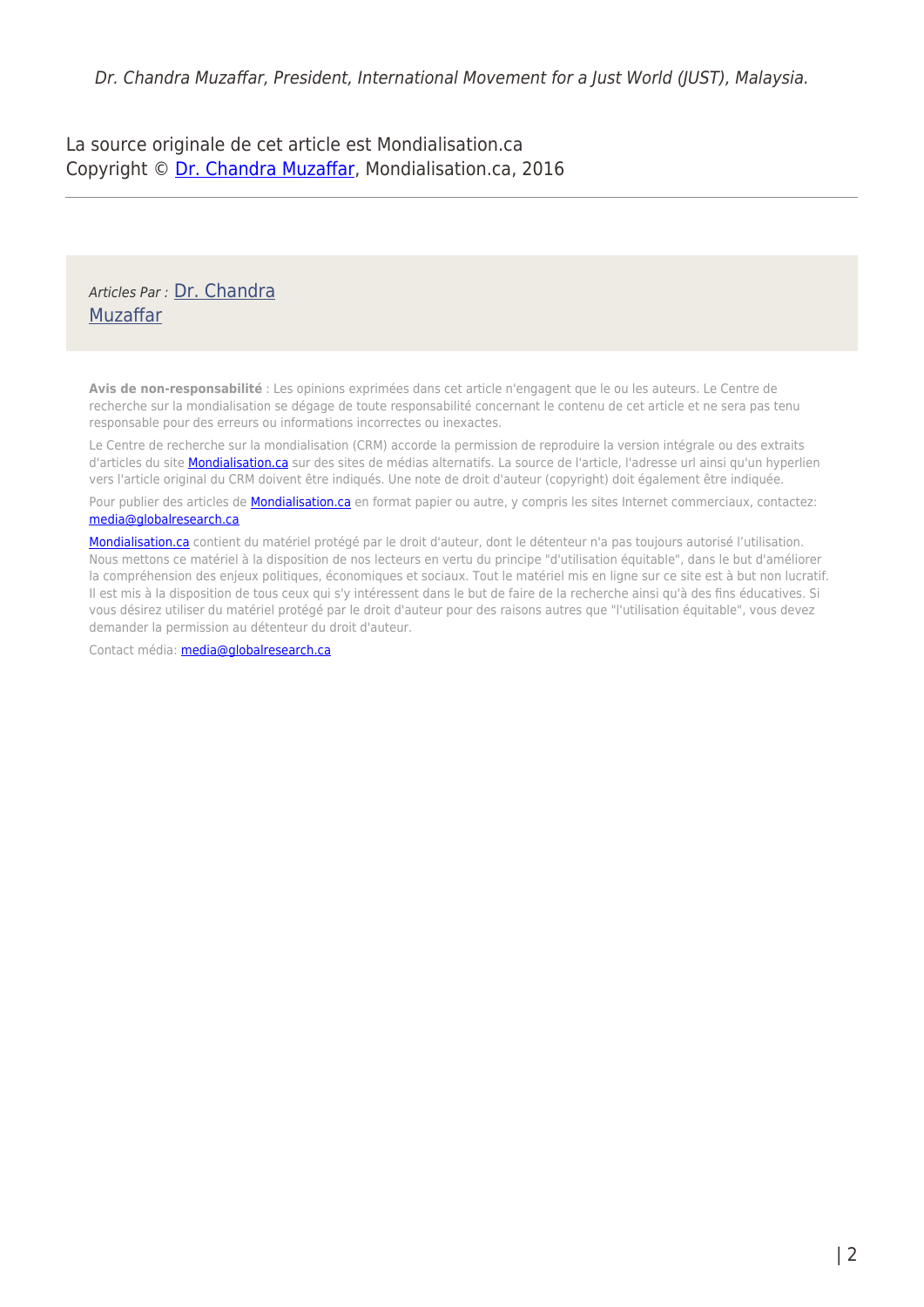*Dr. Chandra Muzaffar, President, International Movement for a Just World (JUST), Malaysia.*

La source originale de cet article est Mondialisation.ca
Copyright © [Dr. Chandra Muzaffar](), Mondialisation.ca, 2016

---

*Articles Par :* [Dr. Chandra Muzaffar]()

**Avis de non-responsabilité** : Les opinions exprimées dans cet article n'engagent que le ou les auteurs. Le Centre de recherche sur la mondialisation se dégage de toute responsabilité concernant le contenu de cet article et ne sera pas tenu responsable pour des erreurs ou informations incorrectes ou inexactes.

Le Centre de recherche sur la mondialisation (CRM) accorde la permission de reproduire la version intégrale ou des extraits d'articles du site [Mondialisation.ca]() sur des sites de médias alternatifs. La source de l'article, l'adresse url ainsi qu'un hyperlien vers l'article original du CRM doivent être indiqués. Une note de droit d'auteur (copyright) doit également être indiquée.

Pour publier des articles de [Mondialisation.ca]() en format papier ou autre, y compris les sites Internet commerciaux, contactez: [media@globalresearch.ca]()

[Mondialisation.ca]() contient du matériel protégé par le droit d'auteur, dont le détenteur n'a pas toujours autorisé l'utilisation. Nous mettons ce matériel à la disposition de nos lecteurs en vertu du principe "d'utilisation équitable", dans le but d'améliorer la compréhension des enjeux politiques, économiques et sociaux. Tout le matériel mis en ligne sur ce site est à but non lucratif. Il est mis à la disposition de tous ceux qui s'y intéressent dans le but de faire de la recherche ainsi qu'à des fins éducatives. Si vous désirez utiliser du matériel protégé par le droit d'auteur pour des raisons autres que "l'utilisation équitable", vous devez demander la permission au détenteur du droit d'auteur.

Contact média: [media@globalresearch.ca]()